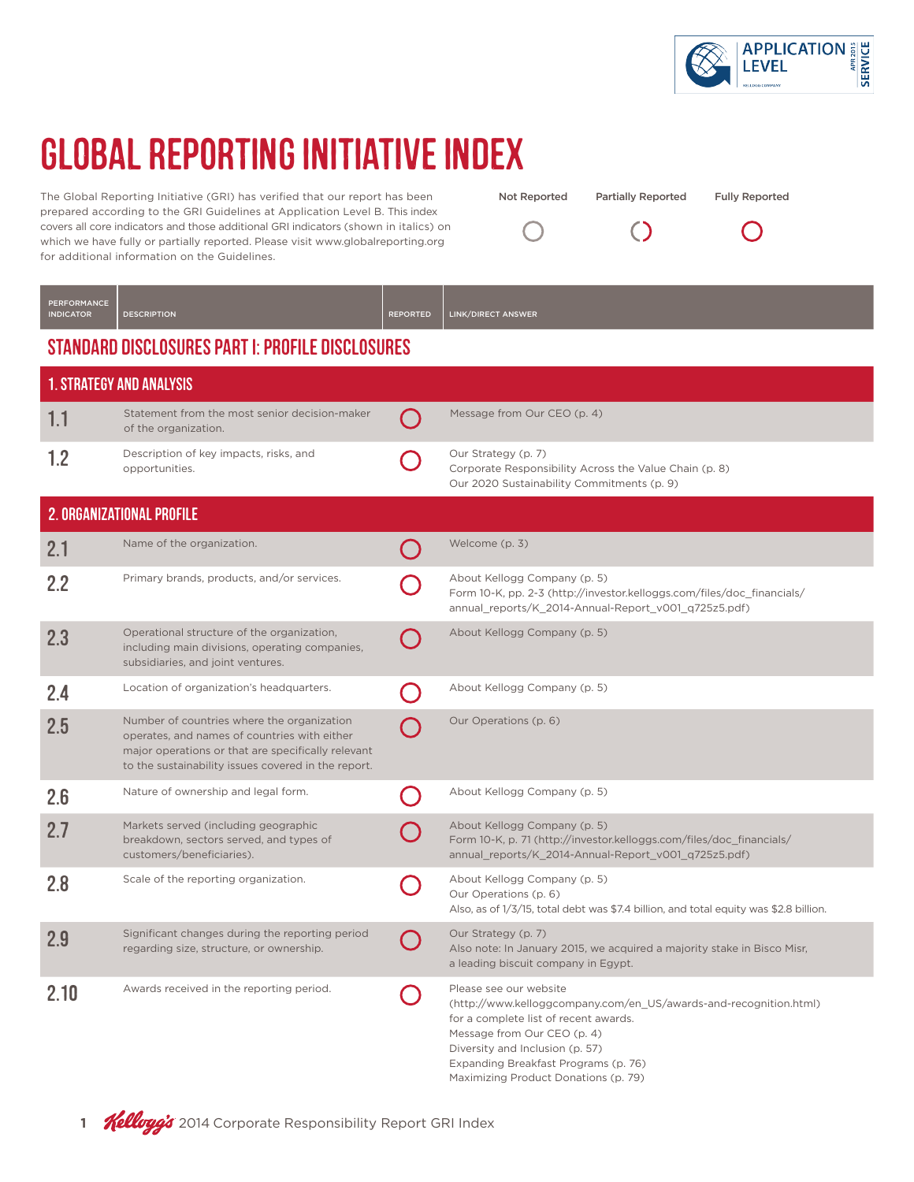# GLOBAL REPORTING INITIATIVE INDEX

The Global Reporting Initiative (GRI) has verified that our report has been prepared according to the GRI Guidelines at Application Level B. This index covers all core indicators and those additional GRI indicators (shown in italics) on which we have fully or partially reported. Please visit www.globalreporting.org for additional information on the Guidelines.

Not Reported | Partially Reported | Fully Reported

| PERFORMANCE INDICATOR | DESCRIPTION | REPORTED | LINK/DIRECT ANSWER |
|---|---|---|---|

## STANDARD DISCLOSURES PART I: PROFILE DISCLOSURES

### 1. STRATEGY AND ANALYSIS

| PERFORMANCE INDICATOR | DESCRIPTION | REPORTED | LINK/DIRECT ANSWER |
|---|---|---|---|
| 1.1 | Statement from the most senior decision-maker of the organization. | Fully Reported | Message from Our CEO (p. 4) |
| 1.2 | Description of key impacts, risks, and opportunities. | Fully Reported | Our Strategy (p. 7)<br>Corporate Responsibility Across the Value Chain (p. 8)<br>Our 2020 Sustainability Commitments (p. 9) |

### 2. ORGANIZATIONAL PROFILE

| PERFORMANCE INDICATOR | DESCRIPTION | REPORTED | LINK/DIRECT ANSWER |
|---|---|---|---|
| 2.1 | Name of the organization. | Fully Reported | Welcome (p. 3) |
| 2.2 | Primary brands, products, and/or services. | Fully Reported | About Kellogg Company (p. 5)<br>Form 10-K, pp. 2-3 (http://investor.kelloggs.com/files/doc_financials/annual_reports/K_2014-Annual-Report_v001_q725z5.pdf) |
| 2.3 | Operational structure of the organization, including main divisions, operating companies, subsidiaries, and joint ventures. | Fully Reported | About Kellogg Company (p. 5) |
| 2.4 | Location of organization's headquarters. | Fully Reported | About Kellogg Company (p. 5) |
| 2.5 | Number of countries where the organization operates, and names of countries with either major operations or that are specifically relevant to the sustainability issues covered in the report. | Fully Reported | Our Operations (p. 6) |
| 2.6 | Nature of ownership and legal form. | Fully Reported | About Kellogg Company (p. 5) |
| 2.7 | Markets served (including geographic breakdown, sectors served, and types of customers/beneficiaries). | Fully Reported | About Kellogg Company (p. 5)<br>Form 10-K, p. 71 (http://investor.kelloggs.com/files/doc_financials/annual_reports/K_2014-Annual-Report_v001_q725z5.pdf) |
| 2.8 | Scale of the reporting organization. | Fully Reported | About Kellogg Company (p. 5)<br>Our Operations (p. 6)<br>Also, as of 1/3/15, total debt was $7.4 billion, and total equity was $2.8 billion. |
| 2.9 | Significant changes during the reporting period regarding size, structure, or ownership. | Fully Reported | Our Strategy (p. 7)<br>Also note: In January 2015, we acquired a majority stake in Bisco Misr, a leading biscuit company in Egypt. |
| 2.10 | Awards received in the reporting period. | Fully Reported | Please see our website (http://www.kelloggcompany.com/en_US/awards-and-recognition.html) for a complete list of recent awards.<br>Message from Our CEO (p. 4)<br>Diversity and Inclusion (p. 57)<br>Expanding Breakfast Programs (p. 76)<br>Maximizing Product Donations (p. 79) |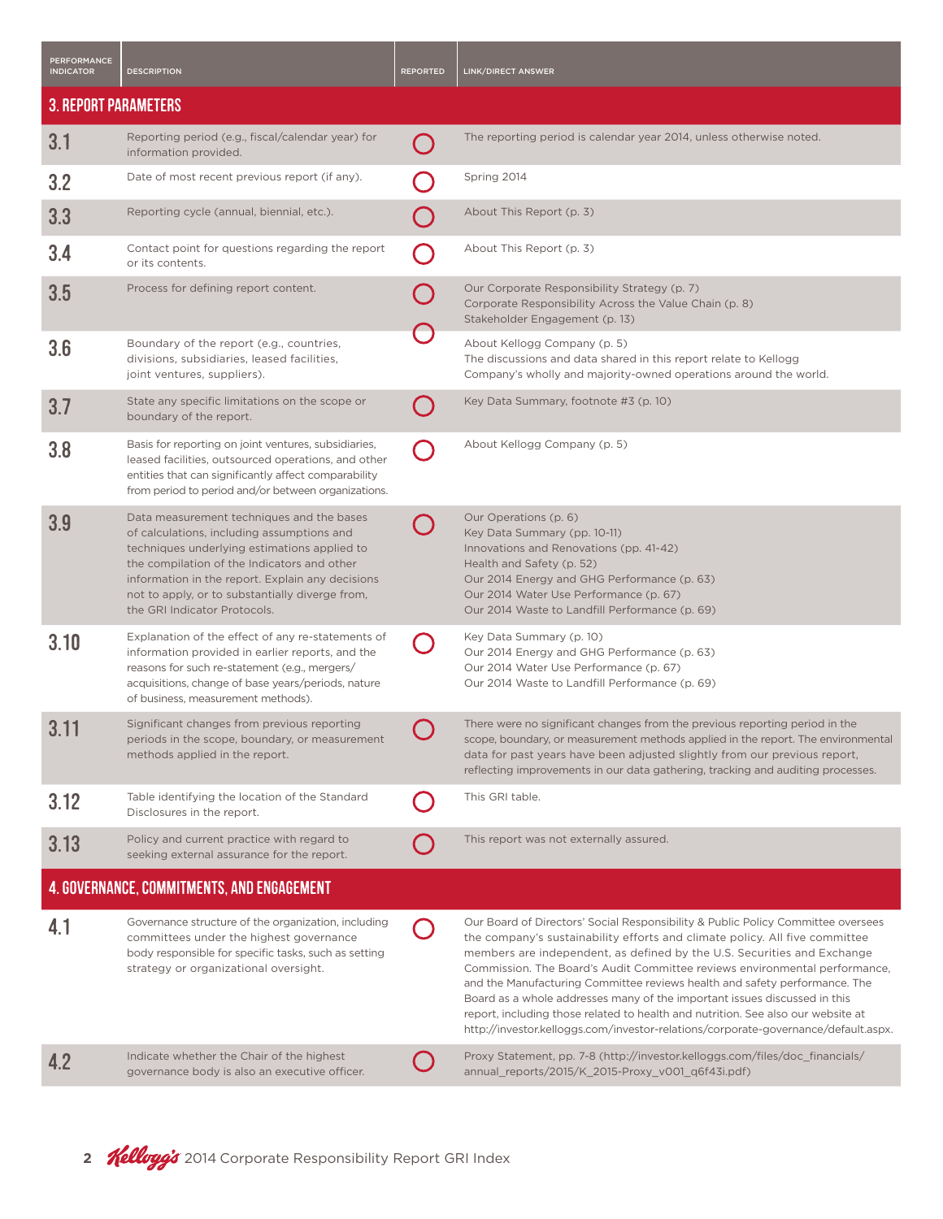| PERFORMANCE INDICATOR | DESCRIPTION | REPORTED | LINK/DIRECT ANSWER |
|---|---|---|---|
| **3. REPORT PARAMETERS** | | | |
| 3.1 | Reporting period (e.g., fiscal/calendar year) for information provided. | ○ | The reporting period is calendar year 2014, unless otherwise noted. |
| 3.2 | Date of most recent previous report (if any). | ○ | Spring 2014 |
| 3.3 | Reporting cycle (annual, biennial, etc.). | ○ | About This Report (p. 3) |
| 3.4 | Contact point for questions regarding the report or its contents. | ○ | About This Report (p. 3) |
| 3.5 | Process for defining report content. | ○ | Our Corporate Responsibility Strategy (p. 7)<br>Corporate Responsibility Across the Value Chain (p. 8)<br>Stakeholder Engagement (p. 13) |
| 3.6 | Boundary of the report (e.g., countries, divisions, subsidiaries, leased facilities, joint ventures, suppliers). | ○ | About Kellogg Company (p. 5)<br>The discussions and data shared in this report relate to Kellogg Company's wholly and majority-owned operations around the world. |
| 3.7 | State any specific limitations on the scope or boundary of the report. | ○ | Key Data Summary, footnote #3 (p. 10) |
| 3.8 | Basis for reporting on joint ventures, subsidiaries, leased facilities, outsourced operations, and other entities that can significantly affect comparability from period to period and/or between organizations. | ○ | About Kellogg Company (p. 5) |
| 3.9 | Data measurement techniques and the bases of calculations, including assumptions and techniques underlying estimations applied to the compilation of the Indicators and other information in the report. Explain any decisions not to apply, or to substantially diverge from, the GRI Indicator Protocols. | ○ | Our Operations (p. 6)<br>Key Data Summary (pp. 10-11)<br>Innovations and Renovations (pp. 41-42)<br>Health and Safety (p. 52)<br>Our 2014 Energy and GHG Performance (p. 63)<br>Our 2014 Water Use Performance (p. 67)<br>Our 2014 Waste to Landfill Performance (p. 69) |
| 3.10 | Explanation of the effect of any re-statements of information provided in earlier reports, and the reasons for such re-statement (e.g., mergers/acquisitions, change of base years/periods, nature of business, measurement methods). | ○ | Key Data Summary (p. 10)<br>Our 2014 Energy and GHG Performance (p. 63)<br>Our 2014 Water Use Performance (p. 67)<br>Our 2014 Waste to Landfill Performance (p. 69) |
| 3.11 | Significant changes from previous reporting periods in the scope, boundary, or measurement methods applied in the report. | ○ | There were no significant changes from the previous reporting period in the scope, boundary, or measurement methods applied in the report. The environmental data for past years have been adjusted slightly from our previous report, reflecting improvements in our data gathering, tracking and auditing processes. |
| 3.12 | Table identifying the location of the Standard Disclosures in the report. | ○ | This GRI table. |
| 3.13 | Policy and current practice with regard to seeking external assurance for the report. | ○ | This report was not externally assured. |
| **4. GOVERNANCE, COMMITMENTS, AND ENGAGEMENT** | | | |
| 4.1 | Governance structure of the organization, including committees under the highest governance body responsible for specific tasks, such as setting strategy or organizational oversight. | ○ | Our Board of Directors' Social Responsibility & Public Policy Committee oversees the company's sustainability efforts and climate policy. All five committee members are independent, as defined by the U.S. Securities and Exchange Commission. The Board's Audit Committee reviews environmental performance, and the Manufacturing Committee reviews health and safety performance. The Board as a whole addresses many of the important issues discussed in this report, including those related to health and nutrition. See also our website at http://investor.kelloggs.com/investor-relations/corporate-governance/default.aspx. |
| 4.2 | Indicate whether the Chair of the highest governance body is also an executive officer. | ○ | Proxy Statement, pp. 7-8 (http://investor.kelloggs.com/files/doc_financials/annual_reports/2015/K_2015-Proxy_v001_q6f43i.pdf) |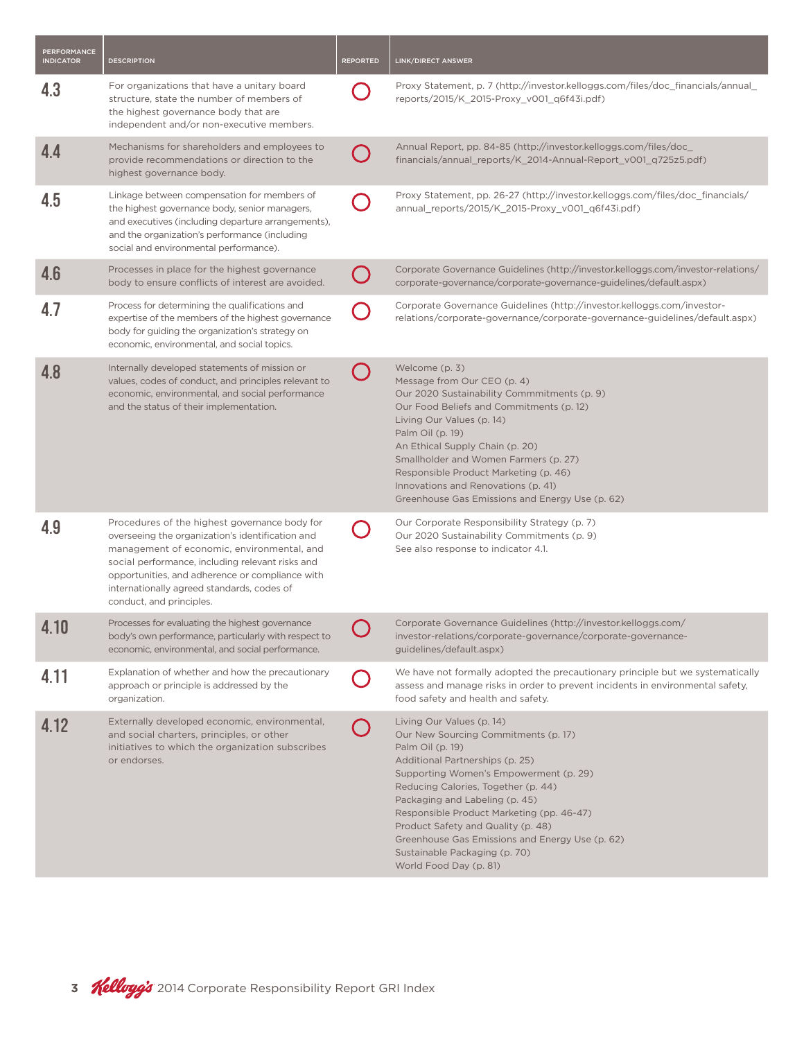| PERFORMANCE INDICATOR | DESCRIPTION | REPORTED | LINK/DIRECT ANSWER |
|---|---|---|---|
| 4.3 | For organizations that have a unitary board structure, state the number of members of the highest governance body that are independent and/or non-executive members. | ○ | Proxy Statement, p. 7 (http://investor.kelloggs.com/files/doc_financials/annual_reports/2015/K_2015-Proxy_v001_q6f43i.pdf) |
| 4.4 | Mechanisms for shareholders and employees to provide recommendations or direction to the highest governance body. | ○ | Annual Report, pp. 84-85 (http://investor.kelloggs.com/files/doc_financials/annual_reports/K_2014-Annual-Report_v001_q725z5.pdf) |
| 4.5 | Linkage between compensation for members of the highest governance body, senior managers, and executives (including departure arrangements), and the organization's performance (including social and environmental performance). | ○ | Proxy Statement, pp. 26-27 (http://investor.kelloggs.com/files/doc_financials/annual_reports/2015/K_2015-Proxy_v001_q6f43i.pdf) |
| 4.6 | Processes in place for the highest governance body to ensure conflicts of interest are avoided. | ○ | Corporate Governance Guidelines (http://investor.kelloggs.com/investor-relations/corporate-governance/corporate-governance-guidelines/default.aspx) |
| 4.7 | Process for determining the qualifications and expertise of the members of the highest governance body for guiding the organization's strategy on economic, environmental, and social topics. | ○ | Corporate Governance Guidelines (http://investor.kelloggs.com/investor-relations/corporate-governance/corporate-governance-guidelines/default.aspx) |
| 4.8 | Internally developed statements of mission or values, codes of conduct, and principles relevant to economic, environmental, and social performance and the status of their implementation. | ○ | Welcome (p. 3)<br>Message from Our CEO (p. 4)<br>Our 2020 Sustainability Commmitments (p. 9)<br>Our Food Beliefs and Commitments (p. 12)<br>Living Our Values (p. 14)<br>Palm Oil (p. 19)<br>An Ethical Supply Chain (p. 20)<br>Smallholder and Women Farmers (p. 27)<br>Responsible Product Marketing (p. 46)<br>Innovations and Renovations (p. 41)<br>Greenhouse Gas Emissions and Energy Use (p. 62) |
| 4.9 | Procedures of the highest governance body for overseeing the organization's identification and management of economic, environmental, and social performance, including relevant risks and opportunities, and adherence or compliance with internationally agreed standards, codes of conduct, and principles. | ○ | Our Corporate Responsibility Strategy (p. 7)<br>Our 2020 Sustainability Commitments (p. 9)<br>See also response to indicator 4.1. |
| 4.10 | Processes for evaluating the highest governance body's own performance, particularly with respect to economic, environmental, and social performance. | ○ | Corporate Governance Guidelines (http://investor.kelloggs.com/investor-relations/corporate-governance/corporate-governance-guidelines/default.aspx) |
| 4.11 | Explanation of whether and how the precautionary approach or principle is addressed by the organization. | ○ | We have not formally adopted the precautionary principle but we systematically assess and manage risks in order to prevent incidents in environmental safety, food safety and health and safety. |
| 4.12 | Externally developed economic, environmental, and social charters, principles, or other initiatives to which the organization subscribes or endorses. | ○ | Living Our Values (p. 14)<br>Our New Sourcing Commitments (p. 17)<br>Palm Oil (p. 19)<br>Additional Partnerships (p. 25)<br>Supporting Women's Empowerment (p. 29)<br>Reducing Calories, Together (p. 44)<br>Packaging and Labeling (p. 45)<br>Responsible Product Marketing (pp. 46-47)<br>Product Safety and Quality (p. 48)<br>Greenhouse Gas Emissions and Energy Use (p. 62)<br>Sustainable Packaging (p. 70)<br>World Food Day (p. 81) |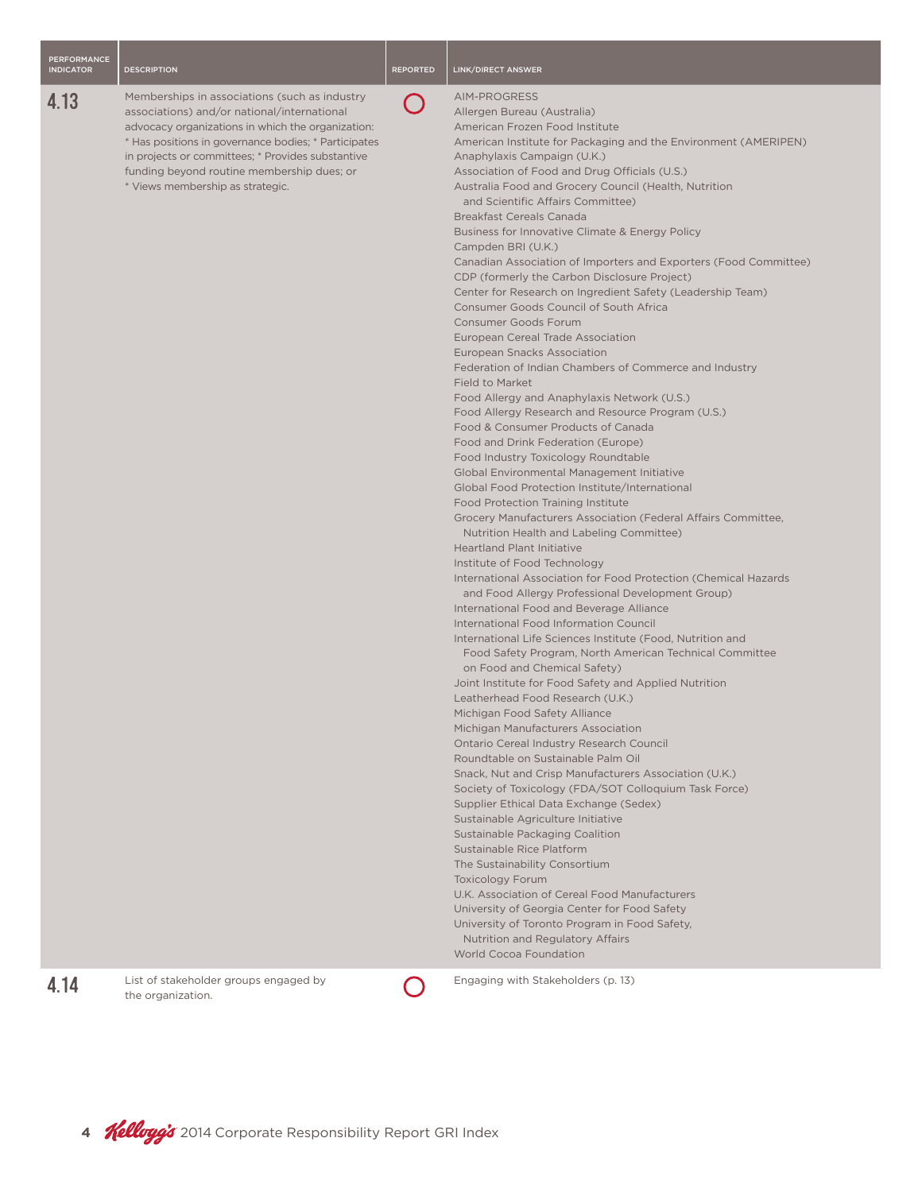| PERFORMANCE INDICATOR | DESCRIPTION | REPORTED | LINK/DIRECT ANSWER |
|---|---|---|---|
| 4.13 | Memberships in associations (such as industry associations) and/or national/international advocacy organizations in which the organization: * Has positions in governance bodies; * Participates in projects or committees; * Provides substantive funding beyond routine membership dues; or * Views membership as strategic. | ○ | AIM-PROGRESS<br>Allergen Bureau (Australia)<br>American Frozen Food Institute<br>American Institute for Packaging and the Environment (AMERIPEN)<br>Anaphylaxis Campaign (U.K.)<br>Association of Food and Drug Officials (U.S.)<br>Australia Food and Grocery Council (Health, Nutrition and Scientific Affairs Committee)<br>Breakfast Cereals Canada<br>Business for Innovative Climate & Energy Policy<br>Campden BRI (U.K.)<br>Canadian Association of Importers and Exporters (Food Committee)<br>CDP (formerly the Carbon Disclosure Project)<br>Center for Research on Ingredient Safety (Leadership Team)<br>Consumer Goods Council of South Africa<br>Consumer Goods Forum<br>European Cereal Trade Association<br>European Snacks Association<br>Federation of Indian Chambers of Commerce and Industry<br>Field to Market<br>Food Allergy and Anaphylaxis Network (U.S.)<br>Food Allergy Research and Resource Program (U.S.)<br>Food & Consumer Products of Canada<br>Food and Drink Federation (Europe)<br>Food Industry Toxicology Roundtable<br>Global Environmental Management Initiative<br>Global Food Protection Institute/International Food Protection Training Institute<br>Grocery Manufacturers Association (Federal Affairs Committee, Nutrition Health and Labeling Committee)<br>Heartland Plant Initiative<br>Institute of Food Technology<br>International Association for Food Protection (Chemical Hazards and Food Allergy Professional Development Group)<br>International Food and Beverage Alliance<br>International Food Information Council<br>International Life Sciences Institute (Food, Nutrition and Food Safety Program, North American Technical Committee on Food and Chemical Safety)<br>Joint Institute for Food Safety and Applied Nutrition<br>Leatherhead Food Research (U.K.)<br>Michigan Food Safety Alliance<br>Michigan Manufacturers Association<br>Ontario Cereal Industry Research Council<br>Roundtable on Sustainable Palm Oil<br>Snack, Nut and Crisp Manufacturers Association (U.K.)<br>Society of Toxicology (FDA/SOT Colloquium Task Force)<br>Supplier Ethical Data Exchange (Sedex)<br>Sustainable Agriculture Initiative<br>Sustainable Packaging Coalition<br>Sustainable Rice Platform<br>The Sustainability Consortium<br>Toxicology Forum<br>U.K. Association of Cereal Food Manufacturers<br>University of Georgia Center for Food Safety<br>University of Toronto Program in Food Safety, Nutrition and Regulatory Affairs<br>World Cocoa Foundation |
| 4.14 | List of stakeholder groups engaged by the organization. | ○ | Engaging with Stakeholders (p. 13) |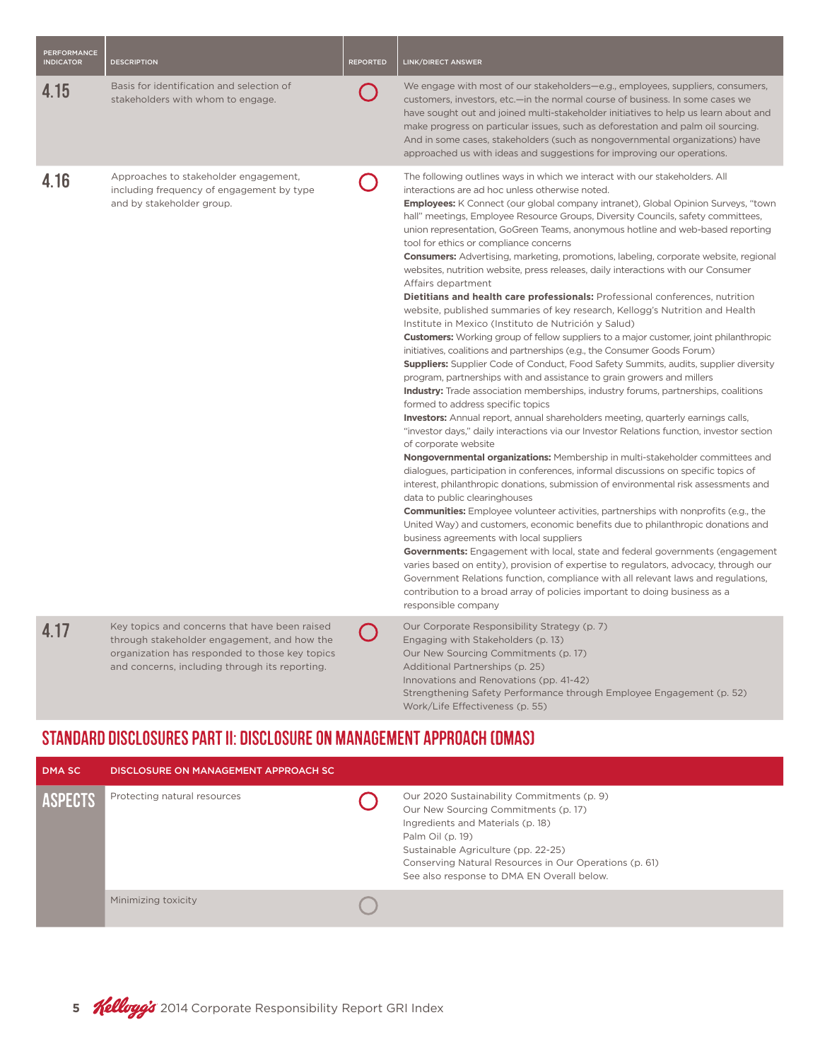| PERFORMANCE INDICATOR | DESCRIPTION | REPORTED | LINK/DIRECT ANSWER |
|---|---|---|---|
| 4.15 | Basis for identification and selection of stakeholders with whom to engage. | ○ | We engage with most of our stakeholders—e.g., employees, suppliers, consumers, customers, investors, etc.—in the normal course of business. In some cases we have sought out and joined multi-stakeholder initiatives to help us learn about and make progress on particular issues, such as deforestation and palm oil sourcing. And in some cases, stakeholders (such as nongovernmental organizations) have approached us with ideas and suggestions for improving our operations. |
| 4.16 | Approaches to stakeholder engagement, including frequency of engagement by type and by stakeholder group. | ○ | The following outlines ways in which we interact with our stakeholders. All interactions are ad hoc unless otherwise noted.<br>**Employees:** K Connect (our global company intranet), Global Opinion Surveys, "town hall" meetings, Employee Resource Groups, Diversity Councils, safety committees, union representation, GoGreen Teams, anonymous hotline and web-based reporting tool for ethics or compliance concerns<br>**Consumers:** Advertising, marketing, promotions, labeling, corporate website, regional websites, nutrition website, press releases, daily interactions with our Consumer Affairs department<br>**Dietitians and health care professionals:** Professional conferences, nutrition website, published summaries of key research, Kellogg's Nutrition and Health Institute in Mexico (Instituto de Nutrición y Salud)<br>**Customers:** Working group of fellow suppliers to a major customer, joint philanthropic initiatives, coalitions and partnerships (e.g., the Consumer Goods Forum)<br>**Suppliers:** Supplier Code of Conduct, Food Safety Summits, audits, supplier diversity program, partnerships with and assistance to grain growers and millers<br>**Industry:** Trade association memberships, industry forums, partnerships, coalitions formed to address specific topics<br>**Investors:** Annual report, annual shareholders meeting, quarterly earnings calls, "investor days," daily interactions via our Investor Relations function, investor section of corporate website<br>**Nongovernmental organizations:** Membership in multi-stakeholder committees and dialogues, participation in conferences, informal discussions on specific topics of interest, philanthropic donations, submission of environmental risk assessments and data to public clearinghouses<br>**Communities:** Employee volunteer activities, partnerships with nonprofits (e.g., the United Way) and customers, economic benefits due to philanthropic donations and business agreements with local suppliers<br>**Governments:** Engagement with local, state and federal governments (engagement varies based on entity), provision of expertise to regulators, advocacy, through our Government Relations function, compliance with all relevant laws and regulations, contribution to a broad array of policies important to doing business as a responsible company |
| 4.17 | Key topics and concerns that have been raised through stakeholder engagement, and how the organization has responded to those key topics and concerns, including through its reporting. | ○ | Our Corporate Responsibility Strategy (p. 7)<br>Engaging with Stakeholders (p. 13)<br>Our New Sourcing Commitments (p. 17)<br>Additional Partnerships (p. 25)<br>Innovations and Renovations (pp. 41-42)<br>Strengthening Safety Performance through Employee Engagement (p. 52)<br>Work/Life Effectiveness (p. 55) |

## STANDARD DISCLOSURES PART II: DISCLOSURE ON MANAGEMENT APPROACH (DMAS)

| DMA SC | DISCLOSURE ON MANAGEMENT APPROACH SC | | |
|---|---|---|---|
| ASPECTS | Protecting natural resources | ○ | Our 2020 Sustainability Commitments (p. 9)<br>Our New Sourcing Commitments (p. 17)<br>Ingredients and Materials (p. 18)<br>Palm Oil (p. 19)<br>Sustainable Agriculture (pp. 22-25)<br>Conserving Natural Resources in Our Operations (p. 61)<br>See also response to DMA EN Overall below. |
| | Minimizing toxicity | ○ | |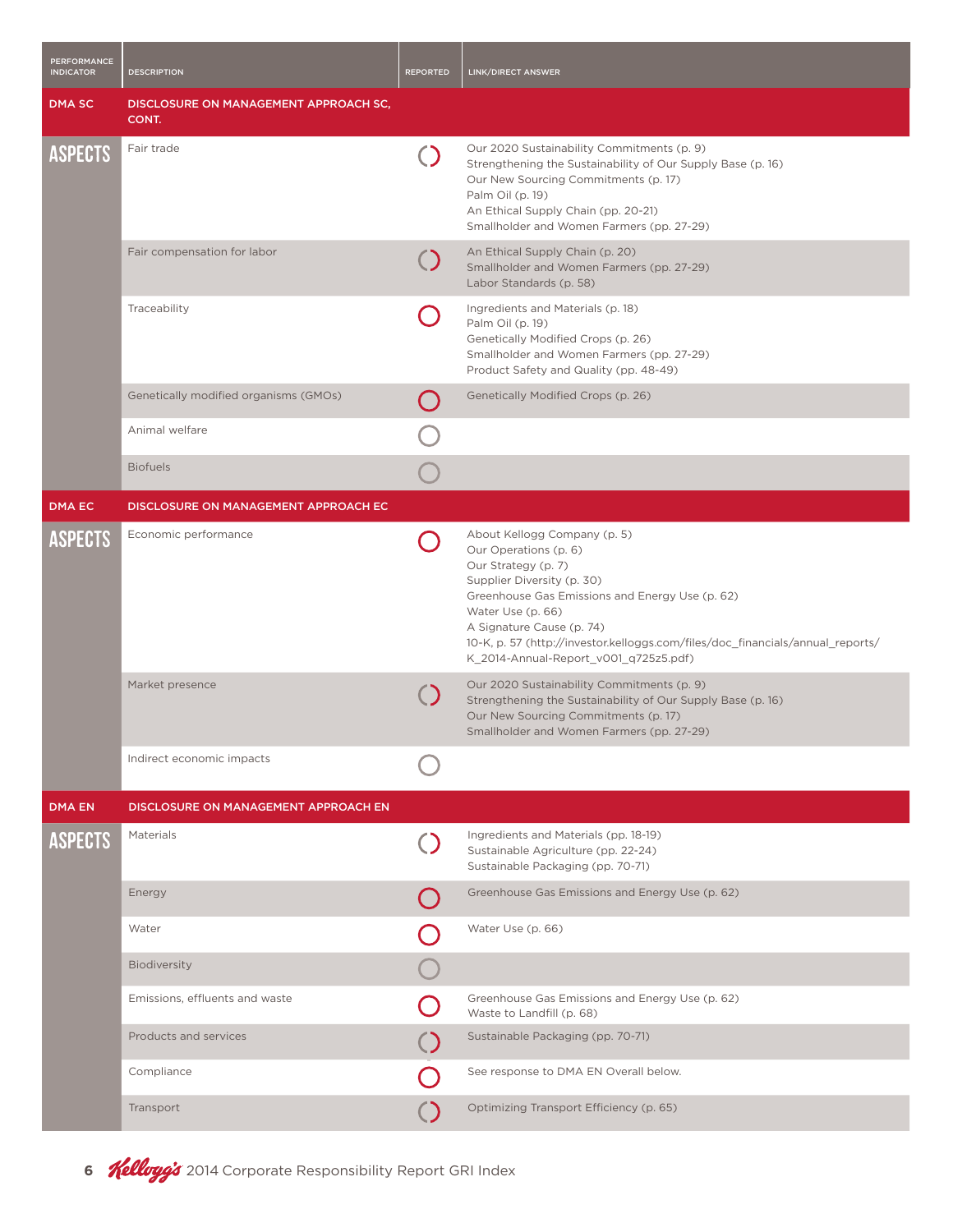| PERFORMANCE INDICATOR | DESCRIPTION | REPORTED | LINK/DIRECT ANSWER |
|---|---|---|---|
| **DMA SC** | **DISCLOSURE ON MANAGEMENT APPROACH SC, CONT.** | | |
| **ASPECTS** | Fair trade | Partially | Our 2020 Sustainability Commitments (p. 9)<br>Strengthening the Sustainability of Our Supply Base (p. 16)<br>Our New Sourcing Commitments (p. 17)<br>Palm Oil (p. 19)<br>An Ethical Supply Chain (pp. 20-21)<br>Smallholder and Women Farmers (pp. 27-29) |
| | Fair compensation for labor | Partially | An Ethical Supply Chain (p. 20)<br>Smallholder and Women Farmers (pp. 27-29)<br>Labor Standards (p. 58) |
| | Traceability | Fully | Ingredients and Materials (p. 18)<br>Palm Oil (p. 19)<br>Genetically Modified Crops (p. 26)<br>Smallholder and Women Farmers (pp. 27-29)<br>Product Safety and Quality (pp. 48-49) |
| | Genetically modified organisms (GMOs) | Fully | Genetically Modified Crops (p. 26) |
| | Animal welfare | Not reported | |
| | Biofuels | Not reported | |
| **DMA EC** | **DISCLOSURE ON MANAGEMENT APPROACH EC** | | |
| **ASPECTS** | Economic performance | Fully | About Kellogg Company (p. 5)<br>Our Operations (p. 6)<br>Our Strategy (p. 7)<br>Supplier Diversity (p. 30)<br>Greenhouse Gas Emissions and Energy Use (p. 62)<br>Water Use (p. 66)<br>A Signature Cause (p. 74)<br>10-K, p. 57 (http://investor.kelloggs.com/files/doc_financials/annual_reports/K_2014-Annual-Report_v001_q725z5.pdf) |
| | Market presence | Partially | Our 2020 Sustainability Commitments (p. 9)<br>Strengthening the Sustainability of Our Supply Base (p. 16)<br>Our New Sourcing Commitments (p. 17)<br>Smallholder and Women Farmers (pp. 27-29) |
| | Indirect economic impacts | Not reported | |
| **DMA EN** | **DISCLOSURE ON MANAGEMENT APPROACH EN** | | |
| **ASPECTS** | Materials | Partially | Ingredients and Materials (pp. 18-19)<br>Sustainable Agriculture (pp. 22-24)<br>Sustainable Packaging (pp. 70-71) |
| | Energy | Fully | Greenhouse Gas Emissions and Energy Use (p. 62) |
| | Water | Fully | Water Use (p. 66) |
| | Biodiversity | Not reported | |
| | Emissions, effluents and waste | Fully | Greenhouse Gas Emissions and Energy Use (p. 62)<br>Waste to Landfill (p. 68) |
| | Products and services | Partially | Sustainable Packaging (pp. 70-71) |
| | Compliance | Fully | See response to DMA EN Overall below. |
| | Transport | Partially | Optimizing Transport Efficiency (p. 65) |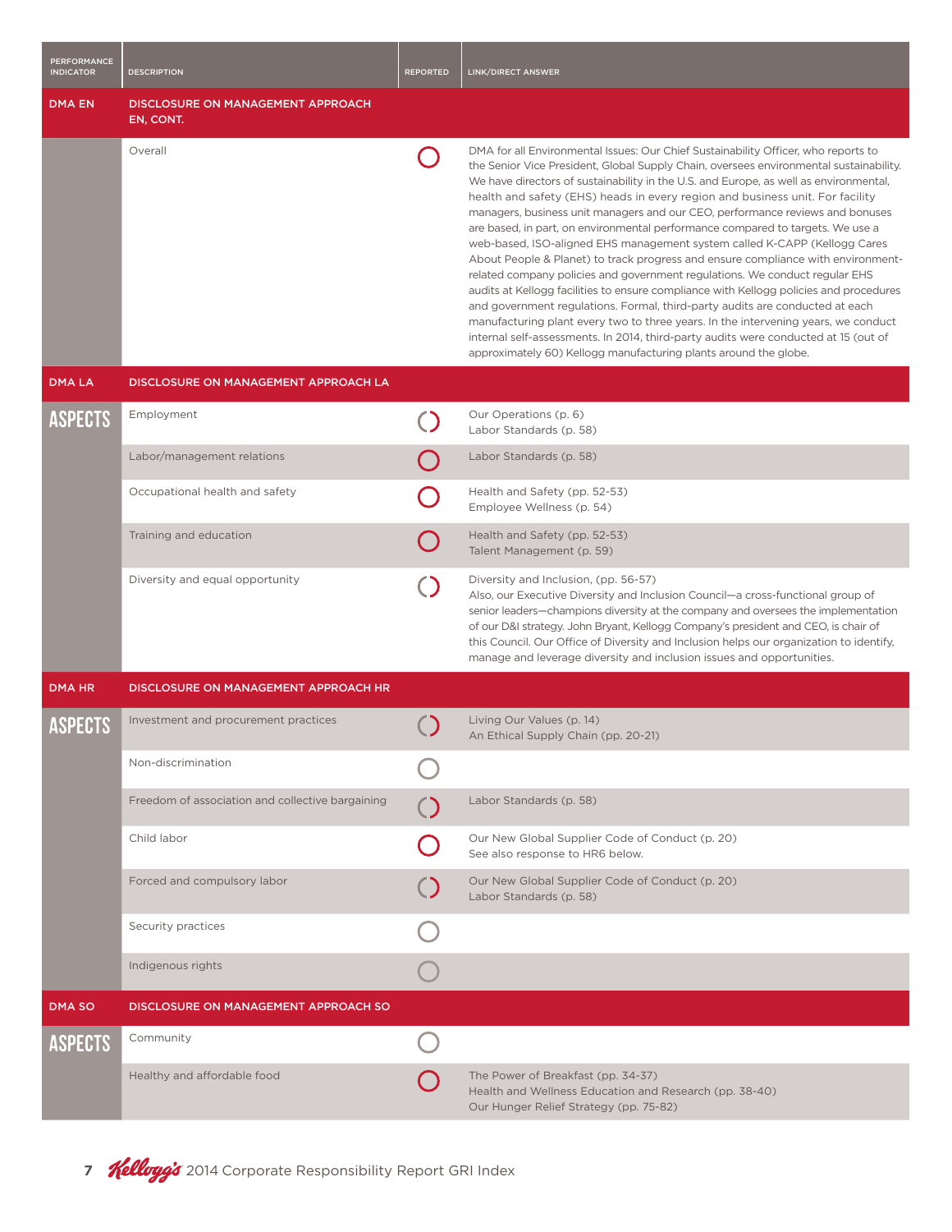| PERFORMANCE INDICATOR | DESCRIPTION | REPORTED | LINK/DIRECT ANSWER |
|---|---|---|---|
| **DMA EN** | **DISCLOSURE ON MANAGEMENT APPROACH EN, CONT.** | | |
| | Overall | Fully | DMA for all Environmental Issues: Our Chief Sustainability Officer, who reports to the Senior Vice President, Global Supply Chain, oversees environmental sustainability. We have directors of sustainability in the U.S. and Europe, as well as environmental, health and safety (EHS) heads in every region and business unit. For facility managers, business unit managers and our CEO, performance reviews and bonuses are based, in part, on environmental performance compared to targets. We use a web-based, ISO-aligned EHS management system called K-CAPP (Kellogg Cares About People & Planet) to track progress and ensure compliance with environment-related company policies and government regulations. We conduct regular EHS audits at Kellogg facilities to ensure compliance with Kellogg policies and procedures and government regulations. Formal, third-party audits are conducted at each manufacturing plant every two to three years. In the intervening years, we conduct internal self-assessments. In 2014, third-party audits were conducted at 15 (out of approximately 60) Kellogg manufacturing plants around the globe. |
| **DMA LA** | **DISCLOSURE ON MANAGEMENT APPROACH LA** | | |
| ASPECTS | Employment | Partially | Our Operations (p. 6)<br>Labor Standards (p. 58) |
| | Labor/management relations | Fully | Labor Standards (p. 58) |
| | Occupational health and safety | Fully | Health and Safety (pp. 52-53)<br>Employee Wellness (p. 54) |
| | Training and education | Fully | Health and Safety (pp. 52-53)<br>Talent Management (p. 59) |
| | Diversity and equal opportunity | Partially | Diversity and Inclusion, (pp. 56-57)<br>Also, our Executive Diversity and Inclusion Council—a cross-functional group of senior leaders—champions diversity at the company and oversees the implementation of our D&I strategy. John Bryant, Kellogg Company's president and CEO, is chair of this Council. Our Office of Diversity and Inclusion helps our organization to identify, manage and leverage diversity and inclusion issues and opportunities. |
| **DMA HR** | **DISCLOSURE ON MANAGEMENT APPROACH HR** | | |
| ASPECTS | Investment and procurement practices | Partially | Living Our Values (p. 14)<br>An Ethical Supply Chain (pp. 20-21) |
| | Non-discrimination | Not reported | |
| | Freedom of association and collective bargaining | Partially | Labor Standards (p. 58) |
| | Child labor | Fully | Our New Global Supplier Code of Conduct (p. 20)<br>See also response to HR6 below. |
| | Forced and compulsory labor | Partially | Our New Global Supplier Code of Conduct (p. 20)<br>Labor Standards (p. 58) |
| | Security practices | Not reported | |
| | Indigenous rights | Not reported | |
| **DMA SO** | **DISCLOSURE ON MANAGEMENT APPROACH SO** | | |
| ASPECTS | Community | Not reported | |
| | Healthy and affordable food | Fully | The Power of Breakfast (pp. 34-37)<br>Health and Wellness Education and Research (pp. 38-40)<br>Our Hunger Relief Strategy (pp. 75-82) |

Kellogg's 2014 Corporate Responsibility Report GRI Index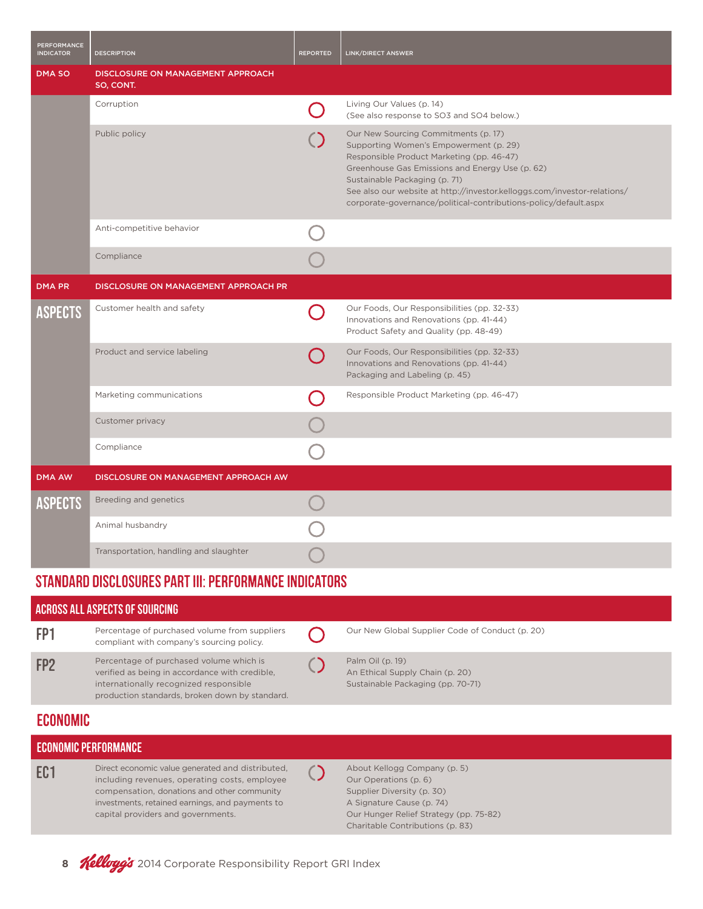| PERFORMANCE INDICATOR | DESCRIPTION | REPORTED | LINK/DIRECT ANSWER |
|---|---|---|---|
| **DMA SO** | **DISCLOSURE ON MANAGEMENT APPROACH SO, CONT.** | | |
| | Corruption | ○ | Living Our Values (p. 14)<br>(See also response to SO3 and SO4 below.) |
| | Public policy | ◐ | Our New Sourcing Commitments (p. 17)<br>Supporting Women's Empowerment (p. 29)<br>Responsible Product Marketing (pp. 46-47)<br>Greenhouse Gas Emissions and Energy Use (p. 62)<br>Sustainable Packaging (p. 71)<br>See also our website at http://investor.kelloggs.com/investor-relations/corporate-governance/political-contributions-policy/default.aspx |
| | Anti-competitive behavior | ○ | |
| | Compliance | ○ | |
| **DMA PR** | **DISCLOSURE ON MANAGEMENT APPROACH PR** | | |
| **ASPECTS** | Customer health and safety | ○ | Our Foods, Our Responsibilities (pp. 32-33)<br>Innovations and Renovations (pp. 41-44)<br>Product Safety and Quality (pp. 48-49) |
| | Product and service labeling | ○ | Our Foods, Our Responsibilities (pp. 32-33)<br>Innovations and Renovations (pp. 41-44)<br>Packaging and Labeling (p. 45) |
| | Marketing communications | ○ | Responsible Product Marketing (pp. 46-47) |
| | Customer privacy | ○ | |
| | Compliance | ○ | |
| **DMA AW** | **DISCLOSURE ON MANAGEMENT APPROACH AW** | | |
| **ASPECTS** | Breeding and genetics | ○ | |
| | Animal husbandry | ○ | |
| | Transportation, handling and slaughter | ○ | |

## STANDARD DISCLOSURES PART III: PERFORMANCE INDICATORS

### ACROSS ALL ASPECTS OF SOURCING

| | | | |
|---|---|---|---|
| **FP1** | Percentage of purchased volume from suppliers compliant with company's sourcing policy. | ○ | Our New Global Supplier Code of Conduct (p. 20) |
| **FP2** | Percentage of purchased volume which is verified as being in accordance with credible, internationally recognized responsible production standards, broken down by standard. | ◐ | Palm Oil (p. 19)<br>An Ethical Supply Chain (p. 20)<br>Sustainable Packaging (pp. 70-71) |

## ECONOMIC

### ECONOMIC PERFORMANCE

| | | | |
|---|---|---|---|
| **EC1** | Direct economic value generated and distributed, including revenues, operating costs, employee compensation, donations and other community investments, retained earnings, and payments to capital providers and governments. | ◐ | About Kellogg Company (p. 5)<br>Our Operations (p. 6)<br>Supplier Diversity (p. 30)<br>A Signature Cause (p. 74)<br>Our Hunger Relief Strategy (pp. 75-82)<br>Charitable Contributions (p. 83) |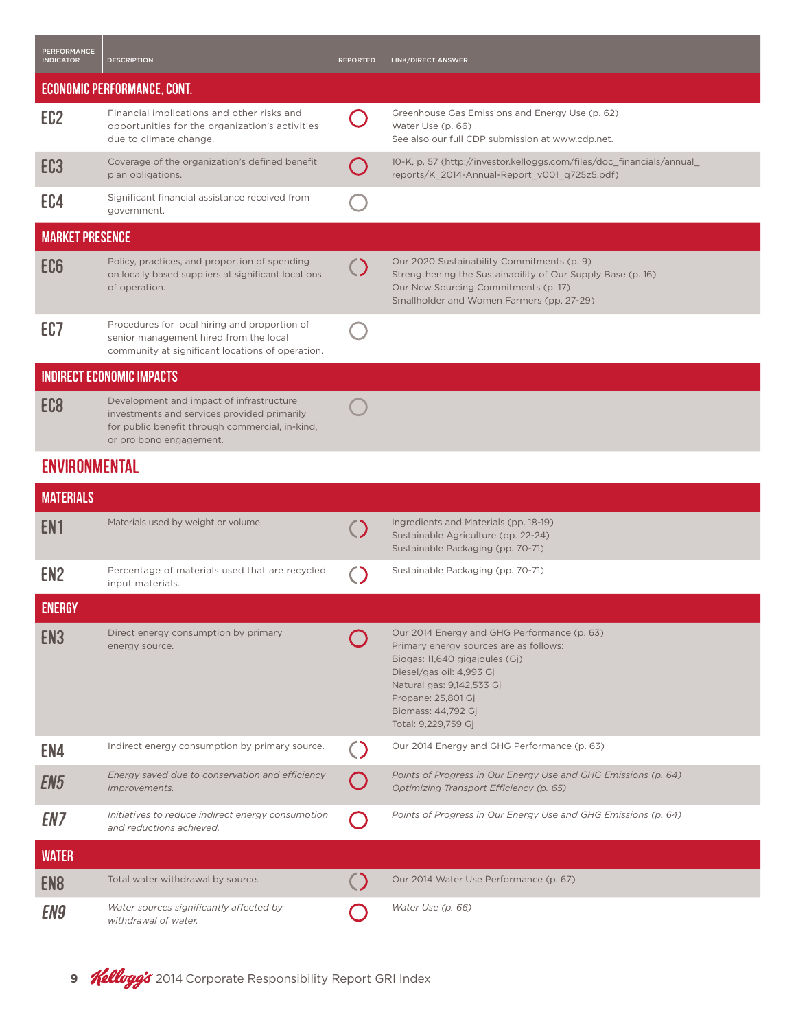| PERFORMANCE INDICATOR | DESCRIPTION | REPORTED | LINK/DIRECT ANSWER |
|---|---|---|---|
| **ECONOMIC PERFORMANCE, CONT.** | | | |
| EC2 | Financial implications and other risks and opportunities for the organization's activities due to climate change. | | Greenhouse Gas Emissions and Energy Use (p. 62)<br>Water Use (p. 66)<br>See also our full CDP submission at www.cdp.net. |
| EC3 | Coverage of the organization's defined benefit plan obligations. | | 10-K, p. 57 (http://investor.kelloggs.com/files/doc_financials/annual_reports/K_2014-Annual-Report_v001_q725z5.pdf) |
| EC4 | Significant financial assistance received from government. | | |
| **MARKET PRESENCE** | | | |
| EC6 | Policy, practices, and proportion of spending on locally based suppliers at significant locations of operation. | | Our 2020 Sustainability Commitments (p. 9)<br>Strengthening the Sustainability of Our Supply Base (p. 16)<br>Our New Sourcing Commitments (p. 17)<br>Smallholder and Women Farmers (pp. 27-29) |
| EC7 | Procedures for local hiring and proportion of senior management hired from the local community at significant locations of operation. | | |
| **INDIRECT ECONOMIC IMPACTS** | | | |
| EC8 | Development and impact of infrastructure investments and services provided primarily for public benefit through commercial, in-kind, or pro bono engagement. | | |

## ENVIRONMENTAL

| PERFORMANCE INDICATOR | DESCRIPTION | REPORTED | LINK/DIRECT ANSWER |
|---|---|---|---|
| **MATERIALS** | | | |
| EN1 | Materials used by weight or volume. | | Ingredients and Materials (pp. 18-19)<br>Sustainable Agriculture (pp. 22-24)<br>Sustainable Packaging (pp. 70-71) |
| EN2 | Percentage of materials used that are recycled input materials. | | Sustainable Packaging (pp. 70-71) |
| **ENERGY** | | | |
| EN3 | Direct energy consumption by primary energy source. | | Our 2014 Energy and GHG Performance (p. 63)<br>Primary energy sources are as follows:<br>Biogas: 11,640 gigajoules (Gj)<br>Diesel/gas oil: 4,993 Gj<br>Natural gas: 9,142,533 Gj<br>Propane: 25,801 Gj<br>Biomass: 44,792 Gj<br>Total: 9,229,759 Gj |
| EN4 | Indirect energy consumption by primary source. | | Our 2014 Energy and GHG Performance (p. 63) |
| *EN5* | *Energy saved due to conservation and efficiency improvements.* | | *Points of Progress in Our Energy Use and GHG Emissions (p. 64)*<br>*Optimizing Transport Efficiency (p. 65)* |
| *EN7* | *Initiatives to reduce indirect energy consumption and reductions achieved.* | | *Points of Progress in Our Energy Use and GHG Emissions (p. 64)* |
| **WATER** | | | |
| EN8 | Total water withdrawal by source. | | Our 2014 Water Use Performance (p. 67) |
| *EN9* | *Water sources significantly affected by withdrawal of water.* | | *Water Use (p. 66)* |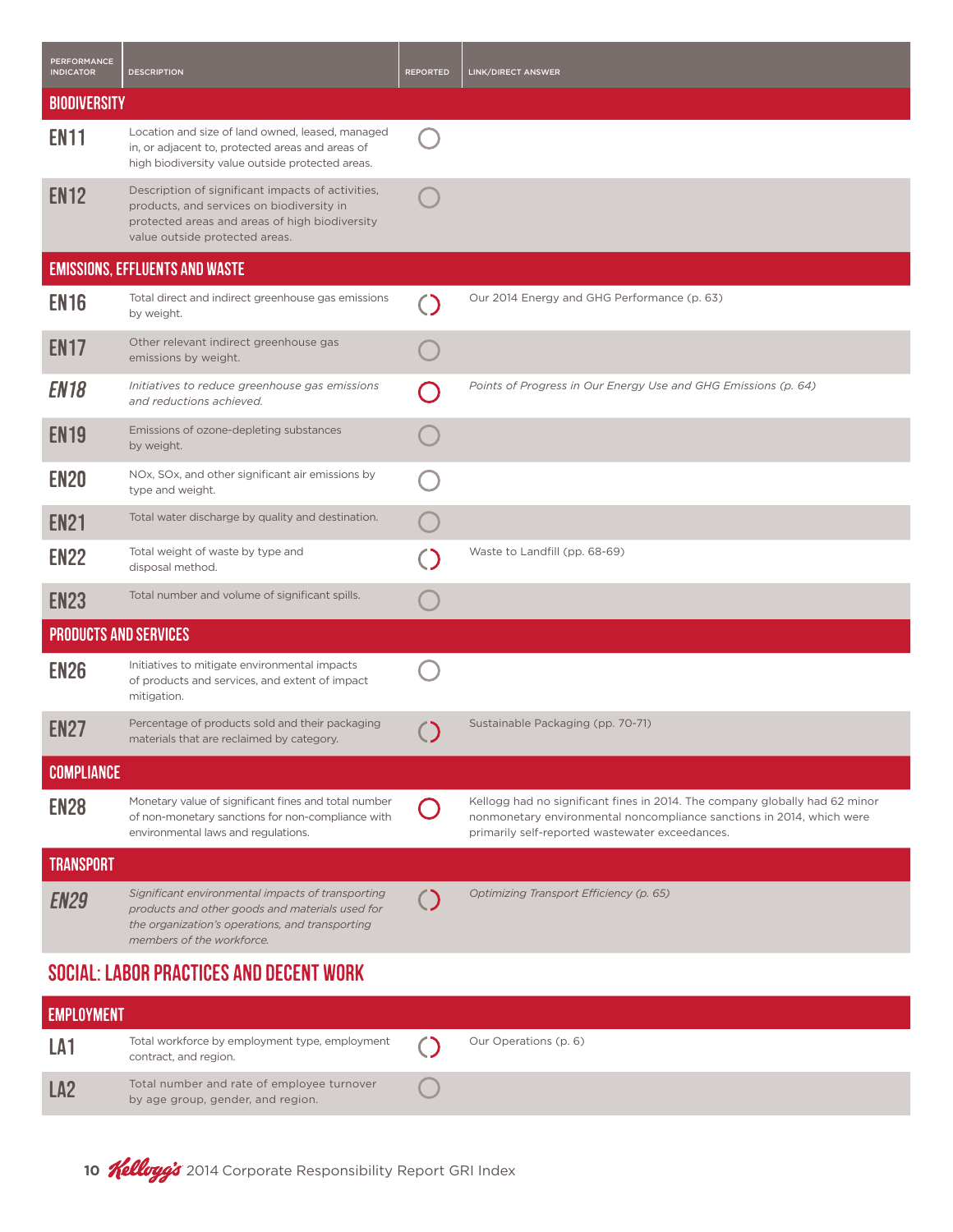| PERFORMANCE INDICATOR | DESCRIPTION | REPORTED | LINK/DIRECT ANSWER |
|---|---|---|---|
| **BIODIVERSITY** | | | |
| **EN11** | Location and size of land owned, leased, managed in, or adjacent to, protected areas and areas of high biodiversity value outside protected areas. | ○ | |
| **EN12** | Description of significant impacts of activities, products, and services on biodiversity in protected areas and areas of high biodiversity value outside protected areas. | ○ | |
| **EMISSIONS, EFFLUENTS AND WASTE** | | | |
| **EN16** | Total direct and indirect greenhouse gas emissions by weight. | ◐ | Our 2014 Energy and GHG Performance (p. 63) |
| **EN17** | Other relevant indirect greenhouse gas emissions by weight. | ○ | |
| ***EN18*** | *Initiatives to reduce greenhouse gas emissions and reductions achieved.* | ● | *Points of Progress in Our Energy Use and GHG Emissions (p. 64)* |
| **EN19** | Emissions of ozone-depleting substances by weight. | ○ | |
| **EN20** | NOx, SOx, and other significant air emissions by type and weight. | ○ | |
| **EN21** | Total water discharge by quality and destination. | ○ | |
| **EN22** | Total weight of waste by type and disposal method. | ◐ | Waste to Landfill (pp. 68-69) |
| **EN23** | Total number and volume of significant spills. | ○ | |
| **PRODUCTS AND SERVICES** | | | |
| **EN26** | Initiatives to mitigate environmental impacts of products and services, and extent of impact mitigation. | ○ | |
| **EN27** | Percentage of products sold and their packaging materials that are reclaimed by category. | ◐ | Sustainable Packaging (pp. 70-71) |
| **COMPLIANCE** | | | |
| **EN28** | Monetary value of significant fines and total number of non-monetary sanctions for non-compliance with environmental laws and regulations. | ● | Kellogg had no significant fines in 2014. The company globally had 62 minor nonmonetary environmental noncompliance sanctions in 2014, which were primarily self-reported wastewater exceedances. |
| **TRANSPORT** | | | |
| ***EN29*** | *Significant environmental impacts of transporting products and other goods and materials used for the organization's operations, and transporting members of the workforce.* | ◐ | *Optimizing Transport Efficiency (p. 65)* |

## SOCIAL: LABOR PRACTICES AND DECENT WORK

| PERFORMANCE INDICATOR | DESCRIPTION | REPORTED | LINK/DIRECT ANSWER |
|---|---|---|---|
| **EMPLOYMENT** | | | |
| **LA1** | Total workforce by employment type, employment contract, and region. | ◐ | Our Operations (p. 6) |
| **LA2** | Total number and rate of employee turnover by age group, gender, and region. | ○ | |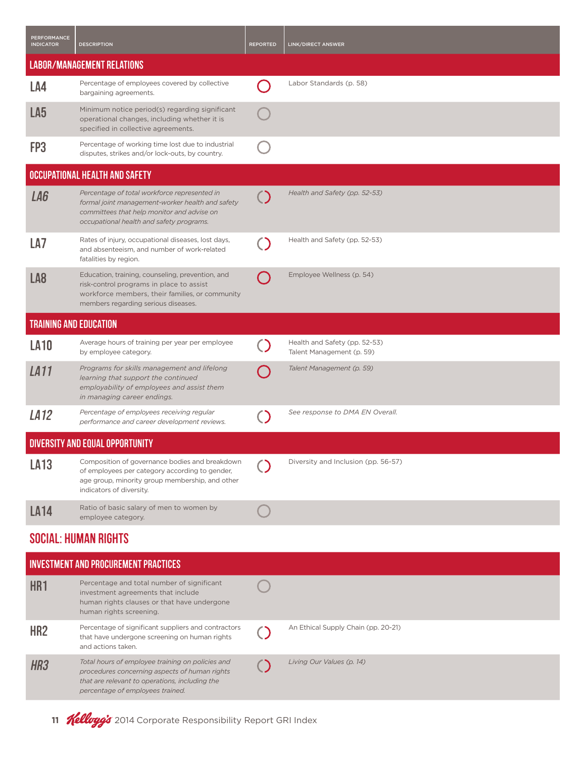| PERFORMANCE INDICATOR | DESCRIPTION | REPORTED | LINK/DIRECT ANSWER |
|---|---|---|---|
| **LABOR/MANAGEMENT RELATIONS** | | | |
| LA4 | Percentage of employees covered by collective bargaining agreements. | Fully | Labor Standards (p. 58) |
| LA5 | Minimum notice period(s) regarding significant operational changes, including whether it is specified in collective agreements. | Not reported | |
| FP3 | Percentage of working time lost due to industrial disputes, strikes and/or lock-outs, by country. | Not reported | |
| **OCCUPATIONAL HEALTH AND SAFETY** | | | |
| *LA6* | *Percentage of total workforce represented in formal joint management-worker health and safety committees that help monitor and advise on occupational health and safety programs.* | Partially | *Health and Safety (pp. 52-53)* |
| LA7 | Rates of injury, occupational diseases, lost days, and absenteeism, and number of work-related fatalities by region. | Partially | Health and Safety (pp. 52-53) |
| LA8 | Education, training, counseling, prevention, and risk-control programs in place to assist workforce members, their families, or community members regarding serious diseases. | Fully | Employee Wellness (p. 54) |
| **TRAINING AND EDUCATION** | | | |
| LA10 | Average hours of training per year per employee by employee category. | Partially | Health and Safety (pp. 52-53)<br>Talent Management (p. 59) |
| *LA11* | *Programs for skills management and lifelong learning that support the continued employability of employees and assist them in managing career endings.* | Fully | *Talent Management (p. 59)* |
| *LA12* | *Percentage of employees receiving regular performance and career development reviews.* | Partially | *See response to DMA EN Overall.* |
| **DIVERSITY AND EQUAL OPPORTUNITY** | | | |
| LA13 | Composition of governance bodies and breakdown of employees per category according to gender, age group, minority group membership, and other indicators of diversity. | Partially | Diversity and Inclusion (pp. 56-57) |
| LA14 | Ratio of basic salary of men to women by employee category. | Not reported | |

## SOCIAL: HUMAN RIGHTS

| PERFORMANCE INDICATOR | DESCRIPTION | REPORTED | LINK/DIRECT ANSWER |
|---|---|---|---|
| **INVESTMENT AND PROCUREMENT PRACTICES** | | | |
| HR1 | Percentage and total number of significant investment agreements that include human rights clauses or that have undergone human rights screening. | Not reported | |
| HR2 | Percentage of significant suppliers and contractors that have undergone screening on human rights and actions taken. | Partially | An Ethical Supply Chain (pp. 20-21) |
| *HR3* | *Total hours of employee training on policies and procedures concerning aspects of human rights that are relevant to operations, including the percentage of employees trained.* | Partially | *Living Our Values (p. 14)* |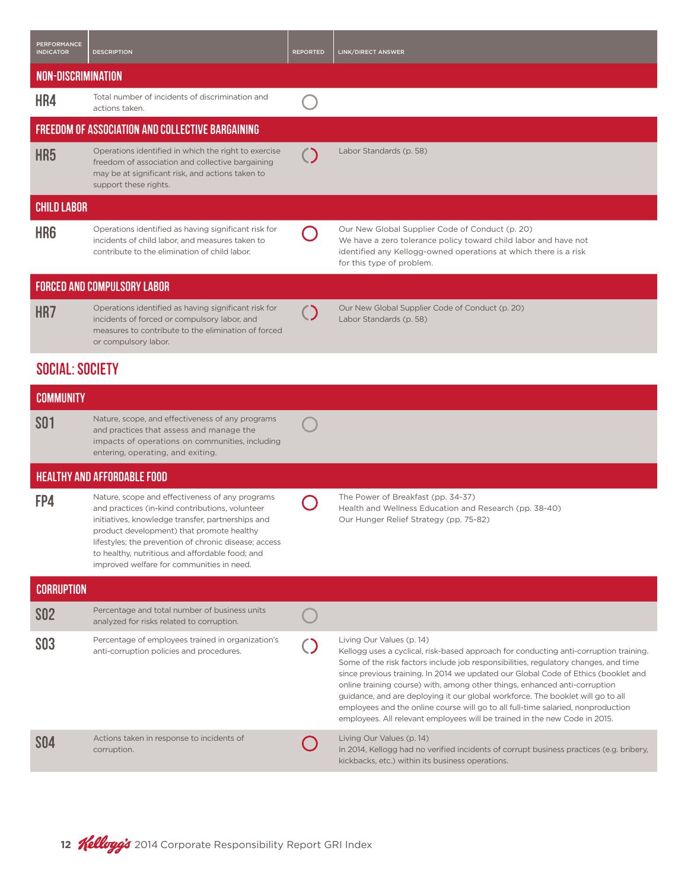| PERFORMANCE INDICATOR | DESCRIPTION | REPORTED | LINK/DIRECT ANSWER |
|---|---|---|---|
| **NON-DISCRIMINATION** | | | |
| HR4 | Total number of incidents of discrimination and actions taken. | ○ | |
| **FREEDOM OF ASSOCIATION AND COLLECTIVE BARGAINING** | | | |
| HR5 | Operations identified in which the right to exercise freedom of association and collective bargaining may be at significant risk, and actions taken to support these rights. | ◌ | Labor Standards (p. 58) |
| **CHILD LABOR** | | | |
| HR6 | Operations identified as having significant risk for incidents of child labor, and measures taken to contribute to the elimination of child labor. | ○ | Our New Global Supplier Code of Conduct (p. 20)<br>We have a zero tolerance policy toward child labor and have not identified any Kellogg-owned operations at which there is a risk for this type of problem. |
| **FORCED AND COMPULSORY LABOR** | | | |
| HR7 | Operations identified as having significant risk for incidents of forced or compulsory labor, and measures to contribute to the elimination of forced or compulsory labor. | ◌ | Our New Global Supplier Code of Conduct (p. 20)<br>Labor Standards (p. 58) |

## SOCIAL: SOCIETY

| PERFORMANCE INDICATOR | DESCRIPTION | REPORTED | LINK/DIRECT ANSWER |
|---|---|---|---|
| **COMMUNITY** | | | |
| SO1 | Nature, scope, and effectiveness of any programs and practices that assess and manage the impacts of operations on communities, including entering, operating, and exiting. | ○ | |
| **HEALTHY AND AFFORDABLE FOOD** | | | |
| FP4 | Nature, scope and effectiveness of any programs and practices (in-kind contributions, volunteer initiatives, knowledge transfer, partnerships and product development) that promote healthy lifestyles; the prevention of chronic disease; access to healthy, nutritious and affordable food; and improved welfare for communities in need. | ○ | The Power of Breakfast (pp. 34-37)<br>Health and Wellness Education and Research (pp. 38-40)<br>Our Hunger Relief Strategy (pp. 75-82) |
| **CORRUPTION** | | | |
| SO2 | Percentage and total number of business units analyzed for risks related to corruption. | ○ | |
| SO3 | Percentage of employees trained in organization's anti-corruption policies and procedures. | ◌ | Living Our Values (p. 14)<br>Kellogg uses a cyclical, risk-based approach for conducting anti-corruption training. Some of the risk factors include job responsibilities, regulatory changes, and time since previous training. In 2014 we updated our Global Code of Ethics (booklet and online training course) with, among other things, enhanced anti-corruption guidance, and are deploying it our global workforce. The booklet will go to all employees and the online course will go to all full-time salaried, nonproduction employees. All relevant employees will be trained in the new Code in 2015. |
| SO4 | Actions taken in response to incidents of corruption. | ○ | Living Our Values (p. 14)<br>In 2014, Kellogg had no verified incidents of corrupt business practices (e.g. bribery, kickbacks, etc.) within its business operations. |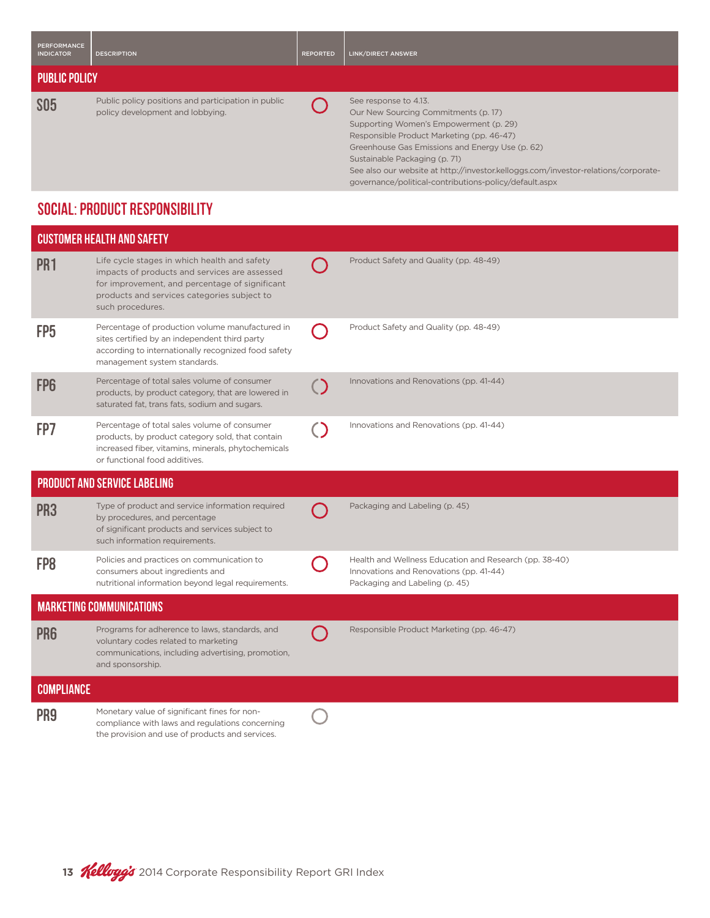| PERFORMANCE INDICATOR | DESCRIPTION | REPORTED | LINK/DIRECT ANSWER |
|---|---|---|---|
| **PUBLIC POLICY** | | | |
| SO5 | Public policy positions and participation in public policy development and lobbying. | ○ | See response to 4.13.<br>Our New Sourcing Commitments (p. 17)<br>Supporting Women's Empowerment (p. 29)<br>Responsible Product Marketing (pp. 46-47)<br>Greenhouse Gas Emissions and Energy Use (p. 62)<br>Sustainable Packaging (p. 71)<br>See also our website at http://investor.kelloggs.com/investor-relations/corporate-governance/political-contributions-policy/default.aspx |

## SOCIAL: PRODUCT RESPONSIBILITY

| PERFORMANCE INDICATOR | DESCRIPTION | REPORTED | LINK/DIRECT ANSWER |
|---|---|---|---|
| **CUSTOMER HEALTH AND SAFETY** | | | |
| PR1 | Life cycle stages in which health and safety impacts of products and services are assessed for improvement, and percentage of significant products and services categories subject to such procedures. | ○ | Product Safety and Quality (pp. 48-49) |
| FP5 | Percentage of production volume manufactured in sites certified by an independent third party according to internationally recognized food safety management system standards. | ○ | Product Safety and Quality (pp. 48-49) |
| FP6 | Percentage of total sales volume of consumer products, by product category, that are lowered in saturated fat, trans fats, sodium and sugars. | ◐ | Innovations and Renovations (pp. 41-44) |
| FP7 | Percentage of total sales volume of consumer products, by product category sold, that contain increased fiber, vitamins, minerals, phytochemicals or functional food additives. | ◐ | Innovations and Renovations (pp. 41-44) |
| **PRODUCT AND SERVICE LABELING** | | | |
| PR3 | Type of product and service information required by procedures, and percentage of significant products and services subject to such information requirements. | ○ | Packaging and Labeling (p. 45) |
| FP8 | Policies and practices on communication to consumers about ingredients and nutritional information beyond legal requirements. | ○ | Health and Wellness Education and Research (pp. 38-40)<br>Innovations and Renovations (pp. 41-44)<br>Packaging and Labeling (p. 45) |
| **MARKETING COMMUNICATIONS** | | | |
| PR6 | Programs for adherence to laws, standards, and voluntary codes related to marketing communications, including advertising, promotion, and sponsorship. | ○ | Responsible Product Marketing (pp. 46-47) |
| **COMPLIANCE** | | | |
| PR9 | Monetary value of significant fines for non-compliance with laws and regulations concerning the provision and use of products and services. | ○ | |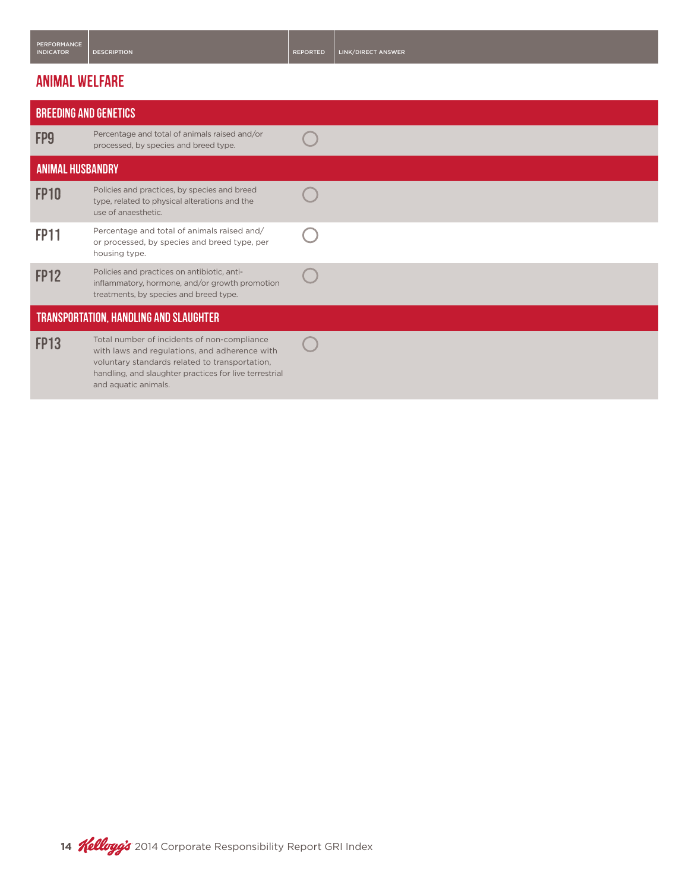| PERFORMANCE INDICATOR | DESCRIPTION | REPORTED | LINK/DIRECT ANSWER |
|---|---|---|---|

# ANIMAL WELFARE

| PERFORMANCE INDICATOR | DESCRIPTION | REPORTED | LINK/DIRECT ANSWER |
|---|---|---|---|
| **BREEDING AND GENETICS** | | | |
| FP9 | Percentage and total of animals raised and/or processed, by species and breed type. | ○ | |
| **ANIMAL HUSBANDRY** | | | |
| FP10 | Policies and practices, by species and breed type, related to physical alterations and the use of anaesthetic. | ○ | |
| FP11 | Percentage and total of animals raised and/ or processed, by species and breed type, per housing type. | ○ | |
| FP12 | Policies and practices on antibiotic, anti-inflammatory, hormone, and/or growth promotion treatments, by species and breed type. | ○ | |
| **TRANSPORTATION, HANDLING AND SLAUGHTER** | | | |
| FP13 | Total number of incidents of non-compliance with laws and regulations, and adherence with voluntary standards related to transportation, handling, and slaughter practices for live terrestrial and aquatic animals. | ○ | |